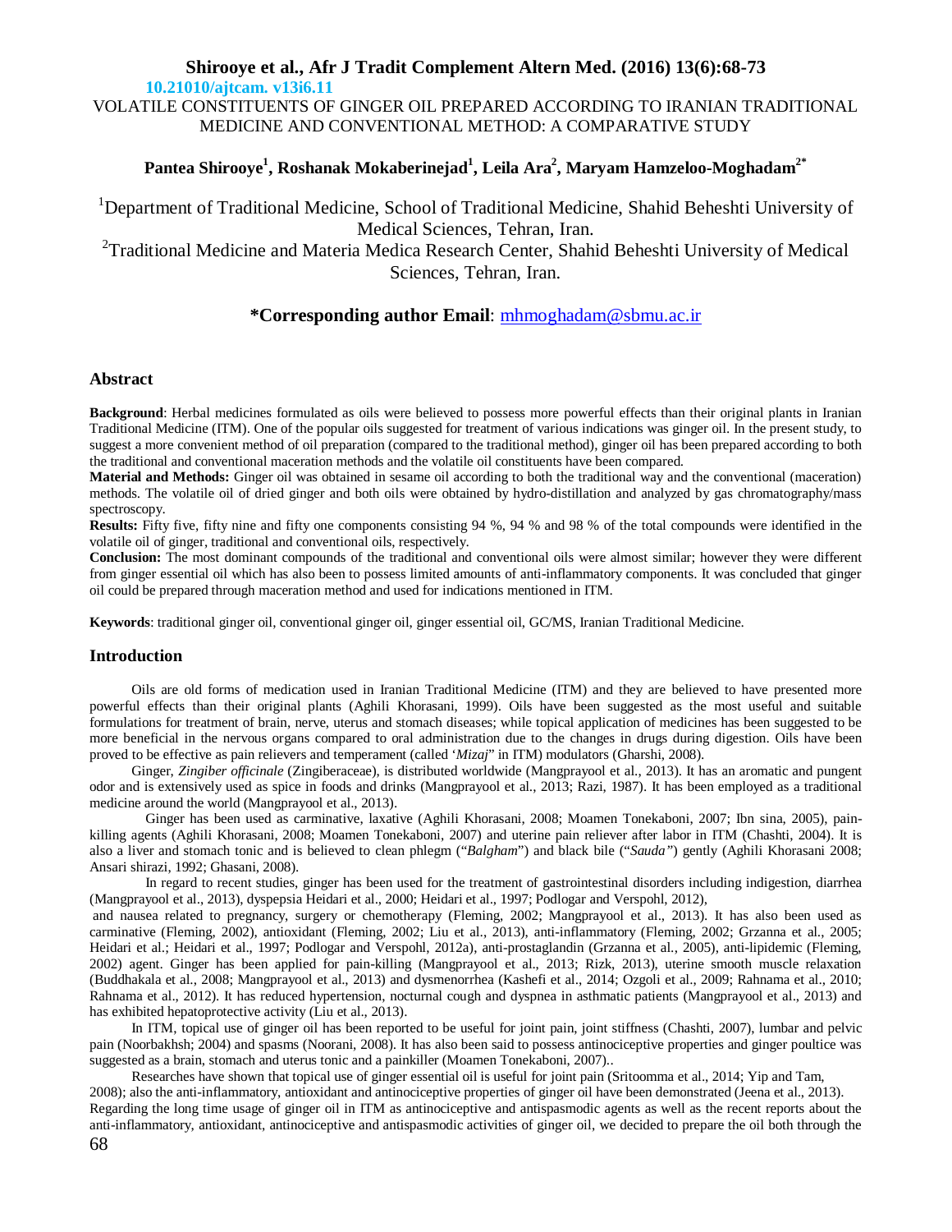**10.21010/ajtcam. v13i6.11**

# VOLATILE CONSTITUENTS OF GINGER OIL PREPARED ACCORDING TO IRANIAN TRADITIONAL MEDICINE AND CONVENTIONAL METHOD: A COMPARATIVE STUDY

**Pantea Shirooye[1], Roshanak Mokaberinejad[1], Leila Ara[2], Maryam Hamzeloo-Moghadam[2*]**

[1]Department of Traditional Medicine, School of Traditional Medicine, Shahid Beheshti University of Medical Sciences, Tehran, Iran.

[2]Traditional Medicine and Materia Medica Research Center, Shahid Beheshti University of Medical Sciences, Tehran, Iran.

**\*Corresponding author Email**: mhmoghadam@sbmu.ac.ir

## Abstract

**Background**: Herbal medicines formulated as oils were believed to possess more powerful effects than their original plants in Iranian Traditional Medicine (ITM). One of the popular oils suggested for treatment of various indications was ginger oil. In the present study, to suggest a more convenient method of oil preparation (compared to the traditional method), ginger oil has been prepared according to both the traditional and conventional maceration methods and the volatile oil constituents have been compared.

**Material and Methods:** Ginger oil was obtained in sesame oil according to both the traditional way and the conventional (maceration) methods. The volatile oil of dried ginger and both oils were obtained by hydro-distillation and analyzed by gas chromatography/mass spectroscopy.

**Results:** Fifty five, fifty nine and fifty one components consisting 94 %, 94 % and 98 % of the total compounds were identified in the volatile oil of ginger, traditional and conventional oils, respectively.

**Conclusion:** The most dominant compounds of the traditional and conventional oils were almost similar; however they were different from ginger essential oil which has also been to possess limited amounts of anti-inflammatory components. It was concluded that ginger oil could be prepared through maceration method and used for indications mentioned in ITM.

**Keywords**: traditional ginger oil, conventional ginger oil, ginger essential oil, GC/MS, Iranian Traditional Medicine.

## Introduction

Oils are old forms of medication used in Iranian Traditional Medicine (ITM) and they are believed to have presented more powerful effects than their original plants (Aghili Khorasani, 1999). Oils have been suggested as the most useful and suitable formulations for treatment of brain, nerve, uterus and stomach diseases; while topical application of medicines has been suggested to be more beneficial in the nervous organs compared to oral administration due to the changes in drugs during digestion. Oils have been proved to be effective as pain relievers and temperament (called '*Mizaj*" in ITM) modulators (Gharshi, 2008).

Ginger, *Zingiber officinale* (Zingiberaceae), is distributed worldwide (Mangprayool et al., 2013). It has an aromatic and pungent odor and is extensively used as spice in foods and drinks (Mangprayool et al., 2013; Razi, 1987). It has been employed as a traditional medicine around the world (Mangprayool et al., 2013).

Ginger has been used as carminative, laxative (Aghili Khorasani, 2008; Moamen Tonekaboni, 2007; Ibn sina, 2005), pain-killing agents (Aghili Khorasani, 2008; Moamen Tonekaboni, 2007) and uterine pain reliever after labor in ITM (Chashti, 2004). It is also a liver and stomach tonic and is believed to clean phlegm ("*Balgham*") and black bile ("*Sauda"*) gently (Aghili Khorasani 2008; Ansari shirazi, 1992; Ghasani, 2008).

In regard to recent studies, ginger has been used for the treatment of gastrointestinal disorders including indigestion, diarrhea (Mangprayool et al., 2013), dyspepsia Heidari et al., 2000; Heidari et al., 1997; Podlogar and Verspohl, 2012), and nausea related to pregnancy, surgery or chemotherapy (Fleming, 2002; Mangprayool et al., 2013). It has also been used as carminative (Fleming, 2002), antioxidant (Fleming, 2002; Liu et al., 2013), anti-inflammatory (Fleming, 2002; Grzanna et al., 2005; Heidari et al.; Heidari et al., 1997; Podlogar and Verspohl, 2012a), anti-prostaglandin (Grzanna et al., 2005), anti-lipidemic (Fleming, 2002) agent. Ginger has been applied for pain-killing (Mangprayool et al., 2013; Rizk, 2013), uterine smooth muscle relaxation (Buddhakala et al., 2008; Mangprayool et al., 2013) and dysmenorrhea (Kashefi et al., 2014; Ozgoli et al., 2009; Rahnama et al., 2010; Rahnama et al., 2012). It has reduced hypertension, nocturnal cough and dyspnea in asthmatic patients (Mangprayool et al., 2013) and has exhibited hepatoprotective activity (Liu et al., 2013).

In ITM, topical use of ginger oil has been reported to be useful for joint pain, joint stiffness (Chashti, 2007), lumbar and pelvic pain (Noorbakhsh; 2004) and spasms (Noorani, 2008). It has also been said to possess antinociceptive properties and ginger poultice was suggested as a brain, stomach and uterus tonic and a painkiller (Moamen Tonekaboni, 2007)..

Researches have shown that topical use of ginger essential oil is useful for joint pain (Sritoomma et al., 2014; Yip and Tam, 2008); also the anti-inflammatory, antioxidant and antinociceptive properties of ginger oil have been demonstrated (Jeena et al., 2013). Regarding the long time usage of ginger oil in ITM as antinociceptive and antispasmodic agents as well as the recent reports about the anti-inflammatory, antioxidant, antinociceptive and antispasmodic activities of ginger oil, we decided to prepare the oil both through the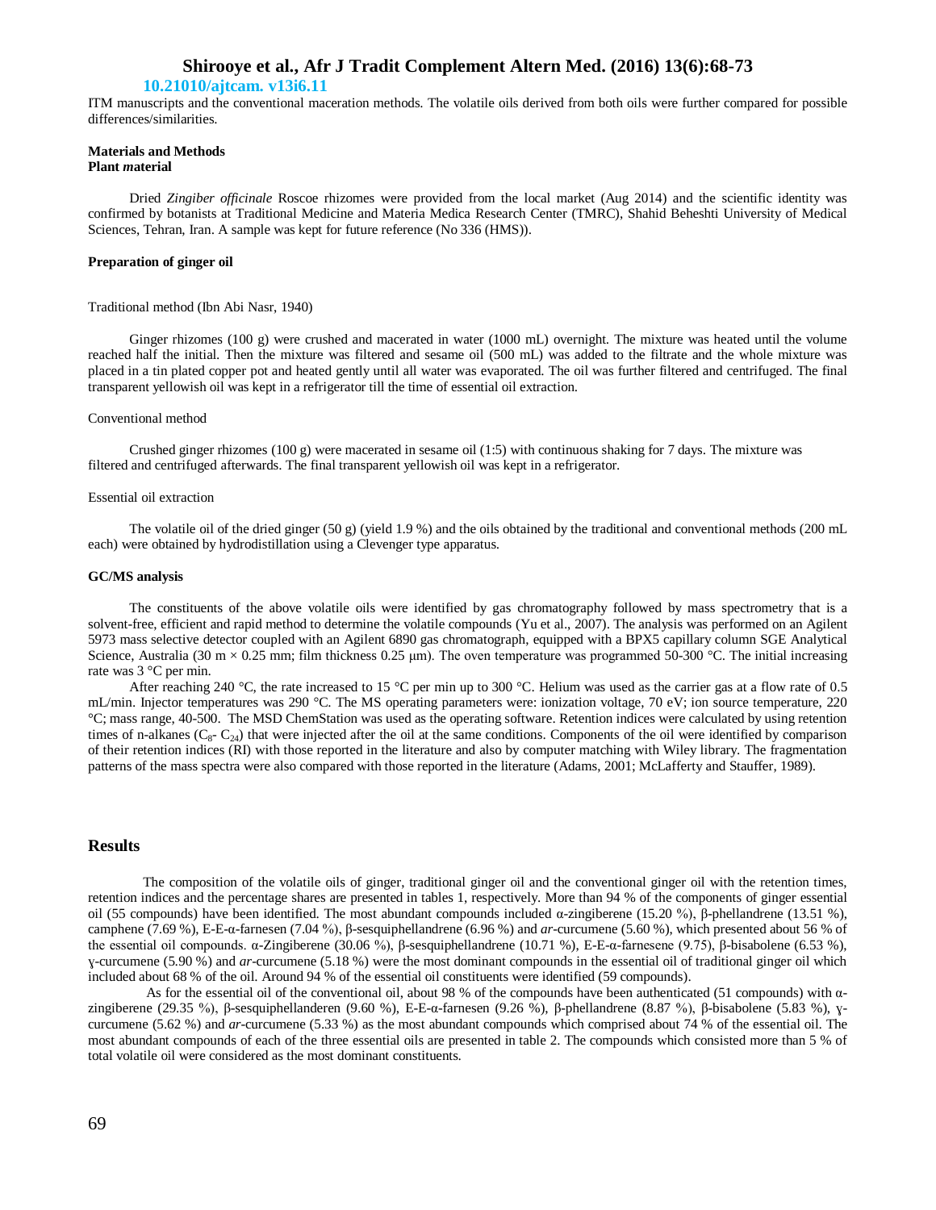ITM manuscripts and the conventional maceration methods. The volatile oils derived from both oils were further compared for possible differences/similarities.

## Materials and Methods

### Plant *m*aterial

Dried *Zingiber officinale* Roscoe rhizomes were provided from the local market (Aug 2014) and the scientific identity was confirmed by botanists at Traditional Medicine and Materia Medica Research Center (TMRC), Shahid Beheshti University of Medical Sciences, Tehran, Iran. A sample was kept for future reference (No 336 (HMS)).

### Preparation of ginger oil

Traditional method (Ibn Abi Nasr, 1940)

Ginger rhizomes (100 g) were crushed and macerated in water (1000 mL) overnight. The mixture was heated until the volume reached half the initial. Then the mixture was filtered and sesame oil (500 mL) was added to the filtrate and the whole mixture was placed in a tin plated copper pot and heated gently until all water was evaporated. The oil was further filtered and centrifuged. The final transparent yellowish oil was kept in a refrigerator till the time of essential oil extraction.

Conventional method

Crushed ginger rhizomes (100 g) were macerated in sesame oil (1:5) with continuous shaking for 7 days. The mixture was filtered and centrifuged afterwards. The final transparent yellowish oil was kept in a refrigerator.

Essential oil extraction

The volatile oil of the dried ginger (50 g) (yield 1.9 %) and the oils obtained by the traditional and conventional methods (200 mL each) were obtained by hydrodistillation using a Clevenger type apparatus.

### GC/MS analysis

The constituents of the above volatile oils were identified by gas chromatography followed by mass spectrometry that is a solvent-free, efficient and rapid method to determine the volatile compounds (Yu et al., 2007). The analysis was performed on an Agilent 5973 mass selective detector coupled with an Agilent 6890 gas chromatograph, equipped with a BPX5 capillary column SGE Analytical Science, Australia (30 m × 0.25 mm; film thickness 0.25 μm). The oven temperature was programmed 50-300 °C. The initial increasing rate was 3 °C per min.

After reaching 240 °C, the rate increased to 15 °C per min up to 300 °C. Helium was used as the carrier gas at a flow rate of 0.5 mL/min. Injector temperatures was 290 °C. The MS operating parameters were: ionization voltage, 70 eV; ion source temperature, 220 °C; mass range, 40-500. The MSD ChemStation was used as the operating software. Retention indices were calculated by using retention times of n-alkanes ($C_8$- $C_{24}$) that were injected after the oil at the same conditions. Components of the oil were identified by comparison of their retention indices (RI) with those reported in the literature and also by computer matching with Wiley library. The fragmentation patterns of the mass spectra were also compared with those reported in the literature (Adams, 2001; McLafferty and Stauffer, 1989).

## Results

The composition of the volatile oils of ginger, traditional ginger oil and the conventional ginger oil with the retention times, retention indices and the percentage shares are presented in tables 1, respectively. More than 94 % of the components of ginger essential oil (55 compounds) have been identified. The most abundant compounds included α-zingiberene (15.20 %), β-phellandrene (13.51 %), camphene (7.69 %), E-E-α-farnesen (7.04 %), β-sesquiphellandrene (6.96 %) and *ar*-curcumene (5.60 %), which presented about 56 % of the essential oil compounds. α-Zingiberene (30.06 %), β-sesquiphellandrene (10.71 %), E-E-α-farnesene (9.75), β-bisabolene (6.53 %), ɣ-curcumene (5.90 %) and *ar*-curcumene (5.18 %) were the most dominant compounds in the essential oil of traditional ginger oil which included about 68 % of the oil. Around 94 % of the essential oil constituents were identified (59 compounds).

As for the essential oil of the conventional oil, about 98 % of the compounds have been authenticated (51 compounds) with α-zingiberene (29.35 %), β-sesquiphellanderen (9.60 %), E-E-α-farnesen (9.26 %), β-phellandrene (8.87 %), β-bisabolene (5.83 %), ɣ-curcumene (5.62 %) and *ar*-curcumene (5.33 %) as the most abundant compounds which comprised about 74 % of the essential oil. The most abundant compounds of each of the three essential oils are presented in table 2. The compounds which consisted more than 5 % of total volatile oil were considered as the most dominant constituents.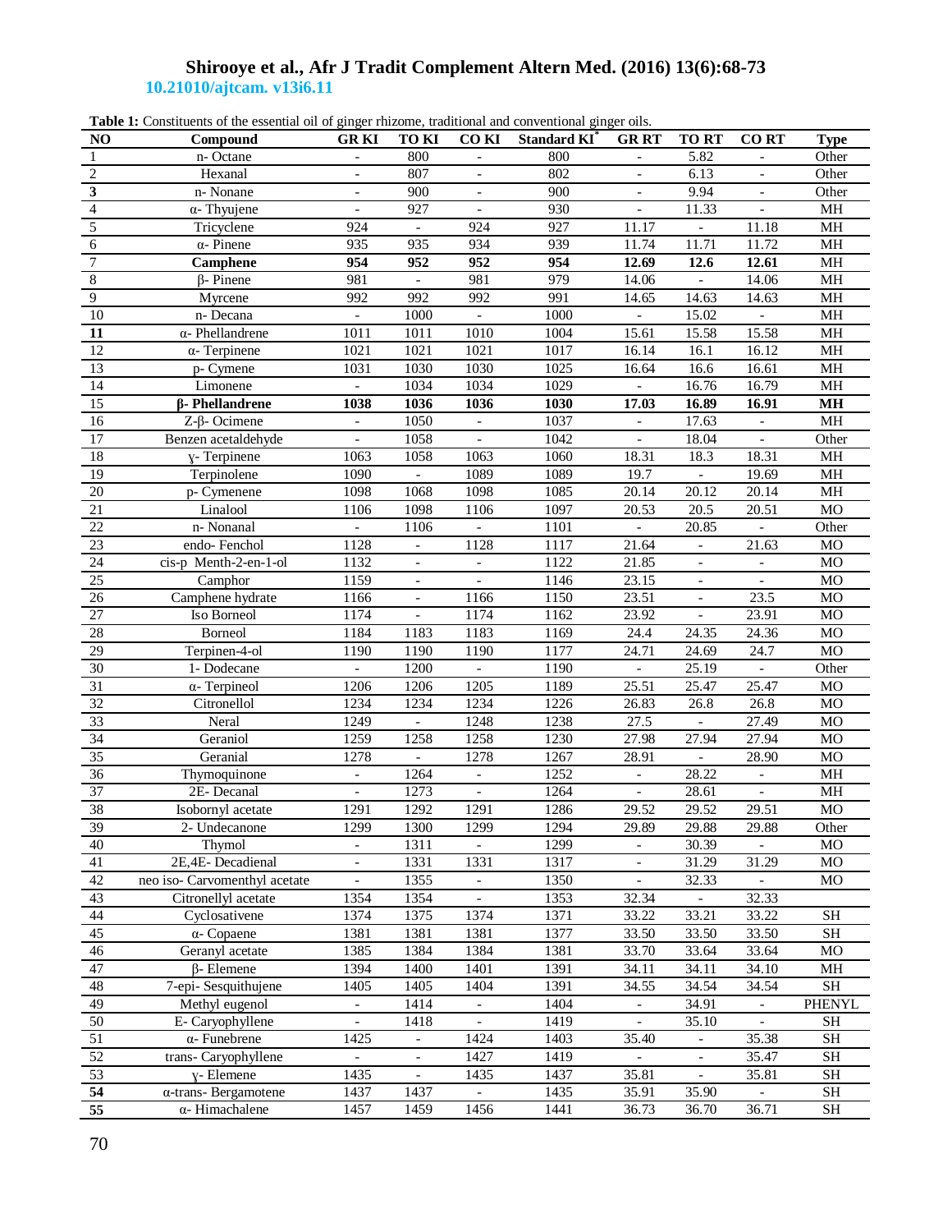**Table 1:** Constituents of the essential oil of ginger rhizome, traditional and conventional ginger oils.

| NO | Compound | GR KI | TO KI | CO KI | Standard KI* | GR RT | TO RT | CO RT | Type |
|---|---|---|---|---|---|---|---|---|---|
| 1 | n- Octane | - | 800 | - | 800 | - | 5.82 | - | Other |
| 2 | Hexanal | - | 807 | - | 802 | - | 6.13 | - | Other |
| **3** | n- Nonane | - | 900 | - | 900 | - | 9.94 | - | Other |
| 4 | α- Thyujene | - | 927 | - | 930 | - | 11.33 | - | MH |
| 5 | Tricyclene | 924 | - | 924 | 927 | 11.17 | - | 11.18 | MH |
| 6 | α- Pinene | 935 | 935 | 934 | 939 | 11.74 | 11.71 | 11.72 | MH |
| 7 | **Camphene** | **954** | **952** | **952** | **954** | **12.69** | **12.6** | **12.61** | MH |
| 8 | β- Pinene | 981 | - | 981 | 979 | 14.06 | - | 14.06 | MH |
| 9 | Myrcene | 992 | 992 | 992 | 991 | 14.65 | 14.63 | 14.63 | MH |
| 10 | n- Decana | - | 1000 | - | 1000 | - | 15.02 | - | MH |
| **11** | α- Phellandrene | 1011 | 1011 | 1010 | 1004 | 15.61 | 15.58 | 15.58 | MH |
| 12 | α- Terpinene | 1021 | 1021 | 1021 | 1017 | 16.14 | 16.1 | 16.12 | MH |
| 13 | p- Cymene | 1031 | 1030 | 1030 | 1025 | 16.64 | 16.6 | 16.61 | MH |
| 14 | Limonene | - | 1034 | 1034 | 1029 | - | 16.76 | 16.79 | MH |
| 15 | **β- Phellandrene** | **1038** | **1036** | **1036** | **1030** | **17.03** | **16.89** | **16.91** | **MH** |
| 16 | Z-β- Ocimene | - | 1050 | - | 1037 | - | 17.63 | - | MH |
| 17 | Benzen acetaldehyde | - | 1058 | - | 1042 | - | 18.04 | - | Other |
| 18 | ɣ- Terpinene | 1063 | 1058 | 1063 | 1060 | 18.31 | 18.3 | 18.31 | MH |
| 19 | Terpinolene | 1090 | - | 1089 | 1089 | 19.7 | - | 19.69 | MH |
| 20 | p- Cymenene | 1098 | 1068 | 1098 | 1085 | 20.14 | 20.12 | 20.14 | MH |
| 21 | Linalool | 1106 | 1098 | 1106 | 1097 | 20.53 | 20.5 | 20.51 | MO |
| 22 | n- Nonanal | - | 1106 | - | 1101 | - | 20.85 | - | Other |
| 23 | endo- Fenchol | 1128 | - | 1128 | 1117 | 21.64 | - | 21.63 | MO |
| 24 | cis-p Menth-2-en-1-ol | 1132 | - | - | 1122 | 21.85 | - | - | MO |
| 25 | Camphor | 1159 | - | - | 1146 | 23.15 | - | - | MO |
| 26 | Camphene hydrate | 1166 | - | 1166 | 1150 | 23.51 | - | 23.5 | MO |
| 27 | Iso Borneol | 1174 | - | 1174 | 1162 | 23.92 | - | 23.91 | MO |
| 28 | Borneol | 1184 | 1183 | 1183 | 1169 | 24.4 | 24.35 | 24.36 | MO |
| 29 | Terpinen-4-ol | 1190 | 1190 | 1190 | 1177 | 24.71 | 24.69 | 24.7 | MO |
| 30 | 1- Dodecane | - | 1200 | - | 1190 | - | 25.19 | - | Other |
| 31 | α- Terpineol | 1206 | 1206 | 1205 | 1189 | 25.51 | 25.47 | 25.47 | MO |
| 32 | Citronellol | 1234 | 1234 | 1234 | 1226 | 26.83 | 26.8 | 26.8 | MO |
| 33 | Neral | 1249 | - | 1248 | 1238 | 27.5 | - | 27.49 | MO |
| 34 | Geraniol | 1259 | 1258 | 1258 | 1230 | 27.98 | 27.94 | 27.94 | MO |
| 35 | Geranial | 1278 | - | 1278 | 1267 | 28.91 | - | 28.90 | MO |
| 36 | Thymoquinone | - | 1264 | - | 1252 | - | 28.22 | - | MH |
| 37 | 2E- Decanal | - | 1273 | - | 1264 | - | 28.61 | - | MH |
| 38 | Isobornyl acetate | 1291 | 1292 | 1291 | 1286 | 29.52 | 29.52 | 29.51 | MO |
| 39 | 2- Undecanone | 1299 | 1300 | 1299 | 1294 | 29.89 | 29.88 | 29.88 | Other |
| 40 | Thymol | - | 1311 | - | 1299 | - | 30.39 | - | MO |
| 41 | 2E,4E- Decadienal | - | 1331 | 1331 | 1317 | - | 31.29 | 31.29 | MO |
| 42 | neo iso- Carvomenthyl acetate | - | 1355 | - | 1350 | - | 32.33 | - | MO |
| 43 | Citronellyl acetate | 1354 | 1354 | - | 1353 | 32.34 | - | 32.33 | |
| 44 | Cyclosativene | 1374 | 1375 | 1374 | 1371 | 33.22 | 33.21 | 33.22 | SH |
| 45 | α- Copaene | 1381 | 1381 | 1381 | 1377 | 33.50 | 33.50 | 33.50 | SH |
| 46 | Geranyl acetate | 1385 | 1384 | 1384 | 1381 | 33.70 | 33.64 | 33.64 | MO |
| 47 | β- Elemene | 1394 | 1400 | 1401 | 1391 | 34.11 | 34.11 | 34.10 | MH |
| 48 | 7-epi- Sesquithujene | 1405 | 1405 | 1404 | 1391 | 34.55 | 34.54 | 34.54 | SH |
| 49 | Methyl eugenol | - | 1414 | - | 1404 | - | 34.91 | - | PHENYL |
| 50 | E- Caryophyllene | - | 1418 | - | 1419 | - | 35.10 | - | SH |
| 51 | α- Funebrene | 1425 | - | 1424 | 1403 | 35.40 | - | 35.38 | SH |
| 52 | trans- Caryophyllene | - | - | 1427 | 1419 | - | - | 35.47 | SH |
| 53 | ɣ- Elemene | 1435 | - | 1435 | 1437 | 35.81 | - | 35.81 | SH |
| **54** | α-trans- Bergamotene | 1437 | 1437 | - | 1435 | 35.91 | 35.90 | - | SH |
| **55** | α- Himachalene | 1457 | 1459 | 1456 | 1441 | 36.73 | 36.70 | 36.71 | SH |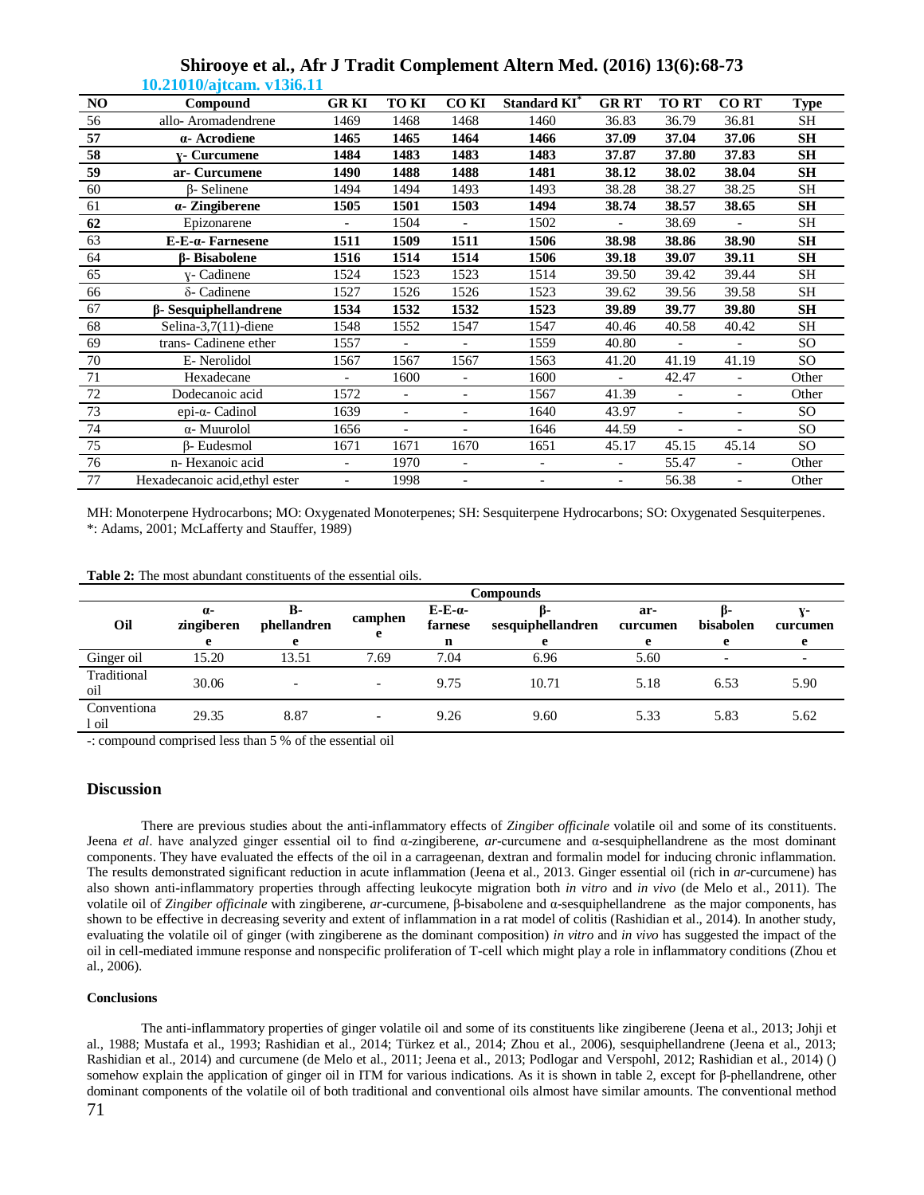| NO | Compound | GR KI | TO KI | CO KI | Standard KI* | GR RT | TO RT | CO RT | Type |
|---|---|---|---|---|---|---|---|---|---|
| 56 | allo- Aromadendrene | 1469 | 1468 | 1468 | 1460 | 36.83 | 36.79 | 36.81 | SH |
| **57** | **α- Acrodiene** | **1465** | **1465** | **1464** | **1466** | **37.09** | **37.04** | **37.06** | **SH** |
| **58** | **γ- Curcumene** | **1484** | **1483** | **1483** | **1483** | **37.87** | **37.80** | **37.83** | **SH** |
| **59** | **ar- Curcumene** | **1490** | **1488** | **1488** | **1481** | **38.12** | **38.02** | **38.04** | **SH** |
| 60 | β- Selinene | 1494 | 1494 | 1493 | 1493 | 38.28 | 38.27 | 38.25 | SH |
| 61 | **α- Zingiberene** | **1505** | **1501** | **1503** | **1494** | **38.74** | **38.57** | **38.65** | **SH** |
| **62** | Epizonarene | - | 1504 | - | 1502 | - | 38.69 | - | SH |
| 63 | **E-E-α- Farnesene** | **1511** | **1509** | **1511** | **1506** | **38.98** | **38.86** | **38.90** | **SH** |
| 64 | **β- Bisabolene** | **1516** | **1514** | **1514** | **1506** | **39.18** | **39.07** | **39.11** | **SH** |
| 65 | γ- Cadinene | 1524 | 1523 | 1523 | 1514 | 39.50 | 39.42 | 39.44 | SH |
| 66 | δ- Cadinene | 1527 | 1526 | 1526 | 1523 | 39.62 | 39.56 | 39.58 | SH |
| 67 | **β- Sesquiphellandrene** | **1534** | **1532** | **1532** | **1523** | **39.89** | **39.77** | **39.80** | **SH** |
| 68 | Selina-3,7(11)-diene | 1548 | 1552 | 1547 | 1547 | 40.46 | 40.58 | 40.42 | SH |
| 69 | trans- Cadinene ether | 1557 | - | - | 1559 | 40.80 | - | - | SO |
| 70 | E- Nerolidol | 1567 | 1567 | 1567 | 1563 | 41.20 | 41.19 | 41.19 | SO |
| 71 | Hexadecane | - | 1600 | - | 1600 | - | 42.47 | - | Other |
| 72 | Dodecanoic acid | 1572 | - | - | 1567 | 41.39 | - | - | Other |
| 73 | epi-α- Cadinol | 1639 | - | - | 1640 | 43.97 | - | - | SO |
| 74 | α- Muurolol | 1656 | - | - | 1646 | 44.59 | - | - | SO |
| 75 | β- Eudesmol | 1671 | 1671 | 1670 | 1651 | 45.17 | 45.15 | 45.14 | SO |
| 76 | n- Hexanoic acid | - | 1970 | - | - | - | 55.47 | - | Other |
| 77 | Hexadecanoic acid,ethyl ester | - | 1998 | - | - | - | 56.38 | - | Other |

MH: Monoterpene Hydrocarbons; MO: Oxygenated Monoterpenes; SH: Sesquiterpene Hydrocarbons; SO: Oxygenated Sesquiterpenes.
*: Adams, 2001; McLafferty and Stauffer, 1989)

**Table 2:** The most abundant constituents of the essential oils.

| Oil | Compounds | | | | | | | |
|---|---|---|---|---|---|---|---|---|
| | **α-zingiberene** | **Β-phellandrene** | **camphene** | **E-E-α-farnesen** | **β-sesquiphellandrene** | **ar-curcumene** | **β-bisabolene** | **γ-curcumene** |
| Ginger oil | 15.20 | 13.51 | 7.69 | 7.04 | 6.96 | 5.60 | - | - |
| Traditional oil | 30.06 | - | - | 9.75 | 10.71 | 5.18 | 6.53 | 5.90 |
| Conventional oil | 29.35 | 8.87 | - | 9.26 | 9.60 | 5.33 | 5.83 | 5.62 |

-: compound comprised less than 5 % of the essential oil

## Discussion

There are previous studies about the anti-inflammatory effects of *Zingiber officinale* volatile oil and some of its constituents. Jeena *et al*. have analyzed ginger essential oil to find α-zingiberene, *ar*-curcumene and α-sesquiphellandrene as the most dominant components. They have evaluated the effects of the oil in a carrageenan, dextran and formalin model for inducing chronic inflammation. The results demonstrated significant reduction in acute inflammation (Jeena et al., 2013. Ginger essential oil (rich in *ar*-curcumene) has also shown anti-inflammatory properties through affecting leukocyte migration both *in vitro* and *in vivo* (de Melo et al., 2011). The volatile oil of *Zingiber officinale* with zingiberene, *ar*-curcumene, β-bisabolene and α-sesquiphellandrene as the major components, has shown to be effective in decreasing severity and extent of inflammation in a rat model of colitis (Rashidian et al., 2014). In another study, evaluating the volatile oil of ginger (with zingiberene as the dominant composition) *in vitro* and *in vivo* has suggested the impact of the oil in cell-mediated immune response and nonspecific proliferation of T-cell which might play a role in inflammatory conditions (Zhou et al., 2006).

### Conclusions

The anti-inflammatory properties of ginger volatile oil and some of its constituents like zingiberene (Jeena et al., 2013; Johji et al., 1988; Mustafa et al., 1993; Rashidian et al., 2014; Türkez et al., 2014; Zhou et al., 2006), sesquiphellandrene (Jeena et al., 2013; Rashidian et al., 2014) and curcumene (de Melo et al., 2011; Jeena et al., 2013; Podlogar and Verspohl, 2012; Rashidian et al., 2014) () somehow explain the application of ginger oil in ITM for various indications. As it is shown in table 2, except for β-phellandrene, other dominant components of the volatile oil of both traditional and conventional oils almost have similar amounts. The conventional method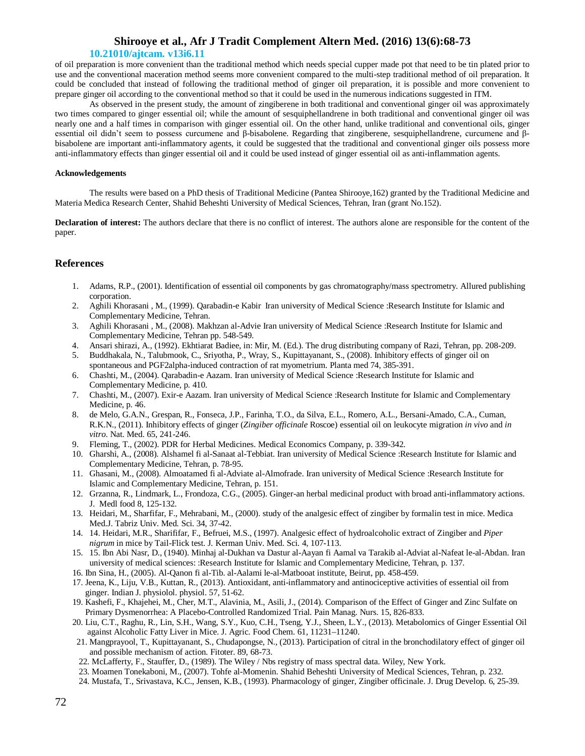of oil preparation is more convenient than the traditional method which needs special cupper made pot that need to be tin plated prior to use and the conventional maceration method seems more convenient compared to the multi-step traditional method of oil preparation. It could be concluded that instead of following the traditional method of ginger oil preparation, it is possible and more convenient to prepare ginger oil according to the conventional method so that it could be used in the numerous indications suggested in ITM.

As observed in the present study, the amount of zingiberene in both traditional and conventional ginger oil was approximately two times compared to ginger essential oil; while the amount of sesquiphellandrene in both traditional and conventional ginger oil was nearly one and a half times in comparison with ginger essential oil. On the other hand, unlike traditional and conventional oils, ginger essential oil didn't seem to possess curcumene and β-bisabolene. Regarding that zingiberene, sesquiphellandrene, curcumene and β-bisabolene are important anti-inflammatory agents, it could be suggested that the traditional and conventional ginger oils possess more anti-inflammatory effects than ginger essential oil and it could be used instead of ginger essential oil as anti-inflammation agents.

**Acknowledgements**

The results were based on a PhD thesis of Traditional Medicine (Pantea Shirooye,162) granted by the Traditional Medicine and Materia Medica Research Center, Shahid Beheshti University of Medical Sciences, Tehran, Iran (grant No.152).

**Declaration of interest:** The authors declare that there is no conflict of interest. The authors alone are responsible for the content of the paper.

## References

1. Adams, R.P., (2001). Identification of essential oil components by gas chromatography/mass spectrometry. Allured publishing corporation.
2. Aghili Khorasani , M., (1999). Qarabadin-e Kabir Iran university of Medical Science :Research Institute for Islamic and Complementary Medicine, Tehran.
3. Aghili Khorasani , M., (2008). Makhzan al-Advie Iran university of Medical Science :Research Institute for Islamic and Complementary Medicine, Tehran pp. 548-549.
4. Ansari shirazi, A., (1992). Ekhtiarat Badiee, in: Mir, M. (Ed.). The drug distributing company of Razi, Tehran, pp. 208-209.
5. Buddhakala, N., Talubmook, C., Sriyotha, P., Wray, S., Kupittayanant, S., (2008). Inhibitory effects of ginger oil on spontaneous and PGF2alpha-induced contraction of rat myometrium. Planta med 74, 385-391.
6. Chashti, M., (2004). Qarabadin-e Aazam. Iran university of Medical Science :Research Institute for Islamic and Complementary Medicine, p. 410.
7. Chashti, M., (2007). Exir-e Aazam. Iran university of Medical Science :Research Institute for Islamic and Complementary Medicine, p. 46.
8. de Melo, G.A.N., Grespan, R., Fonseca, J.P., Farinha, T.O., da Silva, E.L., Romero, A.L., Bersani-Amado, C.A., Cuman, R.K.N., (2011). Inhibitory effects of ginger (*Zingiber officinale* Roscoe) essential oil on leukocyte migration *in vivo* and *in vitro*. Nat. Med. 65, 241-246.
9. Fleming, T., (2002). PDR for Herbal Medicines. Medical Economics Company, p. 339-342.
10. Gharshi, A., (2008). Alshamel fi al-Sanaat al-Tebbiat. Iran university of Medical Science :Research Institute for Islamic and Complementary Medicine, Tehran, p. 78-95.
11. Ghasani, M., (2008). Almoatamed fi al-Adviate al-Almofrade. Iran university of Medical Science :Research Institute for Islamic and Complementary Medicine, Tehran, p. 151.
12. Grzanna, R., Lindmark, L., Frondoza, C.G., (2005). Ginger-an herbal medicinal product with broad anti-inflammatory actions. J. Medl food 8, 125-132.
13. Heidari, M., Sharfifar, F., Mehrabani, M., (2000). study of the analgesic effect of zingiber by formalin test in mice. Medica Med.J. Tabriz Univ. Med. Sci. 34, 37-42.
14. 14. Heidari, M.R., Sharififar, F., Befruei, M.S., (1997). Analgesic effect of hydroalcoholic extract of Zingiber and *Piper nigrum* in mice by Tail-Flick test. J. Kerman Univ. Med. Sci. 4, 107-113.
15. 15. Ibn Abi Nasr, D., (1940). Minhaj al-Dukhan va Dastur al-Aayan fi Aamal va Tarakib al-Adviat al-Nafeat le-al-Abdan. Iran university of medical sciences: :Research Institute for Islamic and Complementary Medicine, Tehran, p. 137.
16. Ibn Sina, H., (2005). Al-Qanon fi al-Tib. al-Aalami le-al-Matbooat institute, Beirut, pp. 458-459.
17. Jeena, K., Liju, V.B., Kuttan, R., (2013). Antioxidant, anti-inflammatory and antinociceptive activities of essential oil from ginger. Indian J. physiolol. physiol. 57, 51-62.
19. Kashefi, F., Khajehei, M., Cher, M.T., Alavinia, M., Asili, J., (2014). Comparison of the Effect of Ginger and Zinc Sulfate on Primary Dysmenorrhea: A Placebo-Controlled Randomized Trial. Pain Manag. Nurs. 15, 826-833.
20. Liu, C.T., Raghu, R., Lin, S.H., Wang, S.Y., Kuo, C.H., Tseng, Y.J., Sheen, L.Y., (2013). Metabolomics of Ginger Essential Oil against Alcoholic Fatty Liver in Mice. J. Agric. Food Chem. 61, 11231–11240.
21. Mangprayool, T., Kupittayanant, S., Chudapongse, N., (2013). Participation of citral in the bronchodilatory effect of ginger oil and possible mechanism of action. Fitoter. 89, 68-73.
22. McLafferty, F., Stauffer, D., (1989). The Wiley / Nbs registry of mass spectral data. Wiley, New York.
23. Moamen Tonekaboni, M., (2007). Tohfe al-Momenin. Shahid Beheshti University of Medical Sciences, Tehran, p. 232.
24. Mustafa, T., Srivastava, K.C., Jensen, K.B., (1993). Pharmacology of ginger, Zingiber officinale. J. Drug Develop. 6, 25-39.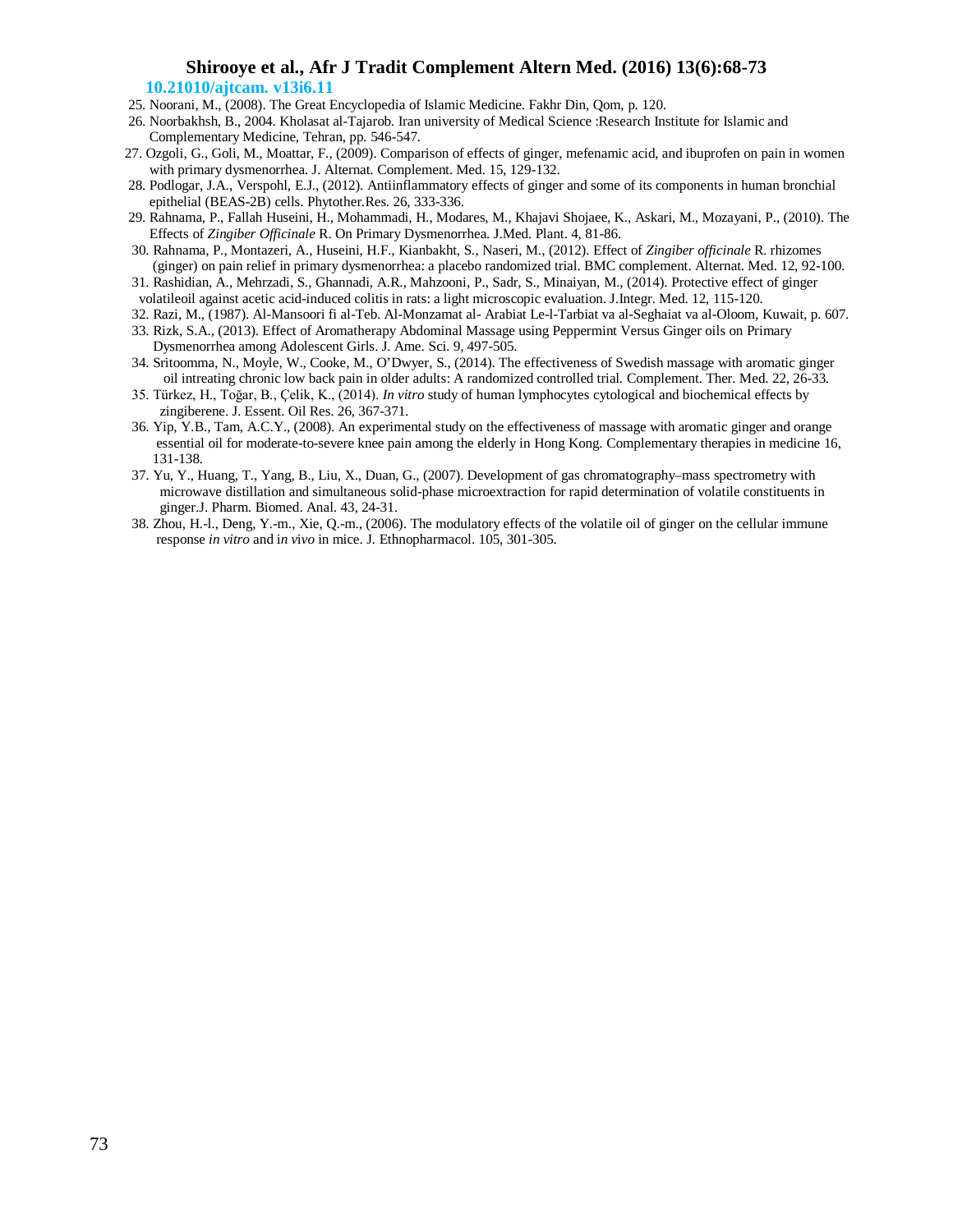25. Noorani, M., (2008). The Great Encyclopedia of Islamic Medicine. Fakhr Din, Qom, p. 120.
26. Noorbakhsh, B., 2004. Kholasat al-Tajarob. Iran university of Medical Science :Research Institute for Islamic and Complementary Medicine, Tehran, pp. 546-547.
27. Ozgoli, G., Goli, M., Moattar, F., (2009). Comparison of effects of ginger, mefenamic acid, and ibuprofen on pain in women with primary dysmenorrhea. J. Alternat. Complement. Med. 15, 129-132.
28. Podlogar, J.A., Verspohl, E.J., (2012). Antiinflammatory effects of ginger and some of its components in human bronchial epithelial (BEAS-2B) cells. Phytother.Res. 26, 333-336.
29. Rahnama, P., Fallah Huseini, H., Mohammadi, H., Modares, M., Khajavi Shojaee, K., Askari, M., Mozayani, P., (2010). The Effects of *Zingiber Officinale* R. On Primary Dysmenorrhea. J.Med. Plant. 4, 81-86.
30. Rahnama, P., Montazeri, A., Huseini, H.F., Kianbakht, S., Naseri, M., (2012). Effect of *Zingiber officinale* R. rhizomes (ginger) on pain relief in primary dysmenorrhea: a placebo randomized trial. BMC complement. Alternat. Med. 12, 92-100.
31. Rashidian, A., Mehrzadi, S., Ghannadi, A.R., Mahzooni, P., Sadr, S., Minaiyan, M., (2014). Protective effect of ginger volatileoil against acetic acid-induced colitis in rats: a light microscopic evaluation. J.Integr. Med. 12, 115-120.
32. Razi, M., (1987). Al-Mansoori fi al-Teb. Al-Monzamat al- Arabiat Le-l-Tarbiat va al-Seghaiat va al-Oloom, Kuwait, p. 607.
33. Rizk, S.A., (2013). Effect of Aromatherapy Abdominal Massage using Peppermint Versus Ginger oils on Primary Dysmenorrhea among Adolescent Girls. J. Ame. Sci. 9, 497-505.
34. Sritoomma, N., Moyle, W., Cooke, M., O'Dwyer, S., (2014). The effectiveness of Swedish massage with aromatic ginger oil intreating chronic low back pain in older adults: A randomized controlled trial. Complement. Ther. Med. 22, 26-33.
35. Türkez, H., Toğar, B., Çelik, K., (2014). *In vitro* study of human lymphocytes cytological and biochemical effects by zingiberene. J. Essent. Oil Res. 26, 367-371.
36. Yip, Y.B., Tam, A.C.Y., (2008). An experimental study on the effectiveness of massage with aromatic ginger and orange essential oil for moderate-to-severe knee pain among the elderly in Hong Kong. Complementary therapies in medicine 16, 131-138.
37. Yu, Y., Huang, T., Yang, B., Liu, X., Duan, G., (2007). Development of gas chromatography–mass spectrometry with microwave distillation and simultaneous solid-phase microextraction for rapid determination of volatile constituents in ginger.J. Pharm. Biomed. Anal. 43, 24-31.
38. Zhou, H.-l., Deng, Y.-m., Xie, Q.-m., (2006). The modulatory effects of the volatile oil of ginger on the cellular immune response *in vitro* and i*n vivo* in mice. J. Ethnopharmacol. 105, 301-305.